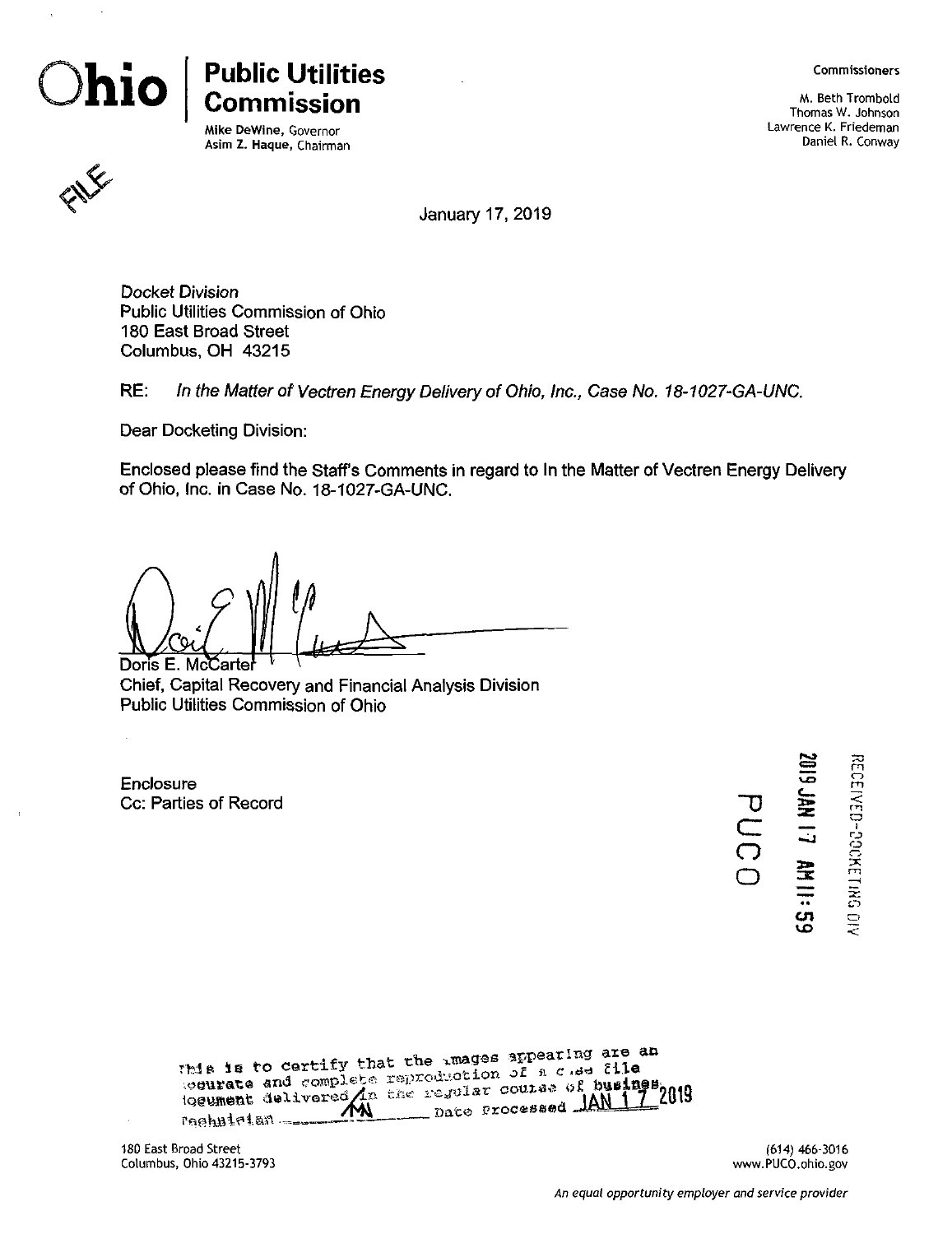**Ohio | Public Utilities Commission**

Mike DeWine, Governor
Asim Z. Haque, Chairman

Commissioners

M. Beth Trombold
Thomas W. Johnson
Lawrence K. Friedeman
Daniel R. Conway

FILE

January 17, 2019

*Docket Division*
Public Utilities Commission of Ohio
180 East Broad Street
Columbus, OH 43215

RE: *In the Matter of Vectren Energy Delivery of Ohio, Inc., Case No. 18-1027-GA-UNC.*

Dear Docketing Division:

Enclosed please find the Staff's Comments in regard to In the Matter of Vectren Energy Delivery of Ohio, Inc. in Case No. 18-1027-GA-UNC.

Doris E. McCarter
Chief, Capital Recovery and Financial Analysis Division
Public Utilities Commission of Ohio

Enclosure
Cc: Parties of Record

RECEIVED-DOCKETING DIV
2019 JAN 17 AM 11:59
PUCO

This is to certify that the images appearing are an accurate and complete reproduction of a case file document delivered in the regular course of business. Technician MM Date Processed JAN 17 2019

180 East Broad Street
Columbus, Ohio 43215-3793

(614) 466-3016
www.PUCO.ohio.gov

*An equal opportunity employer and service provider*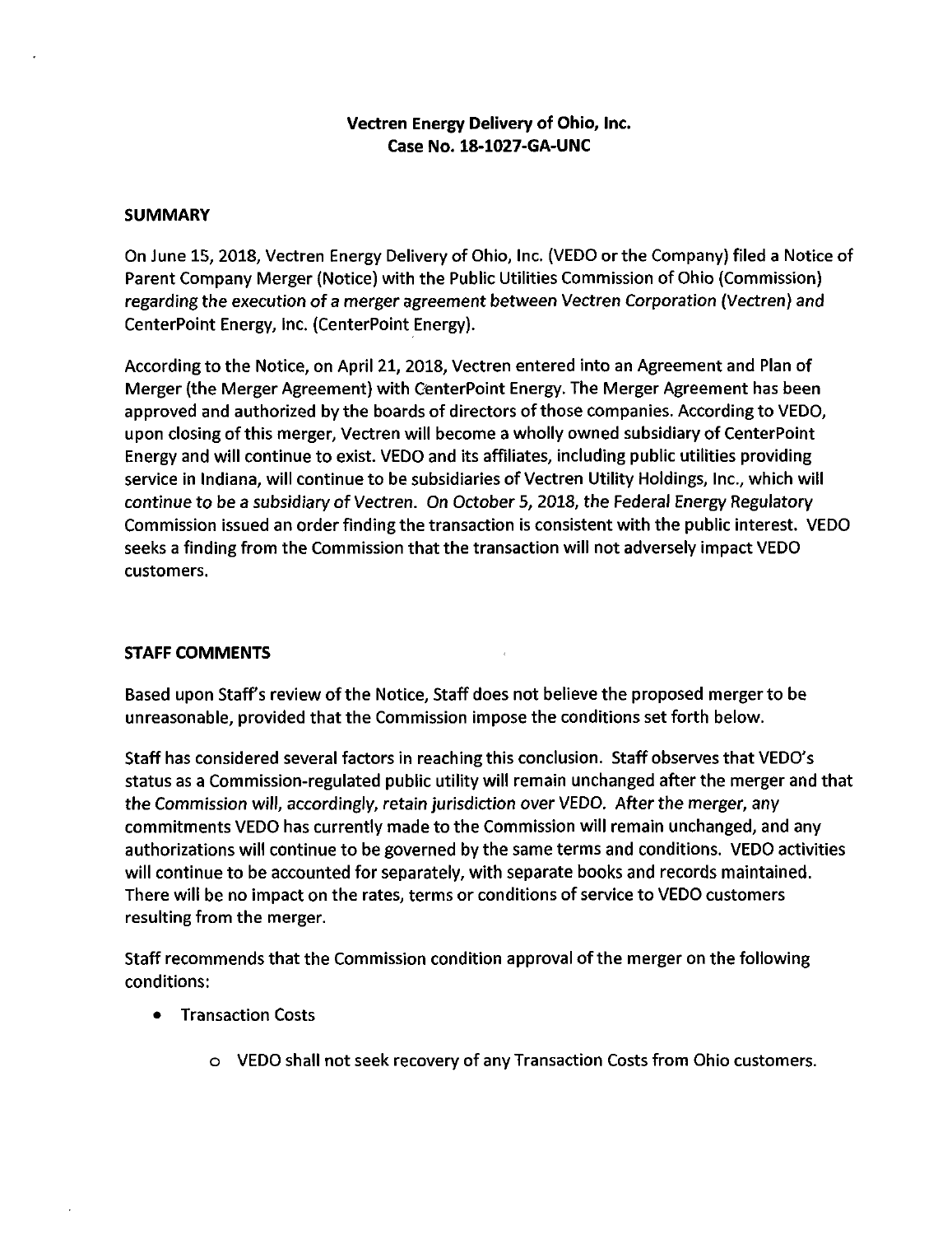**Vectren Energy Delivery of Ohio, Inc.**
**Case No. 18-1027-GA-UNC**

**SUMMARY**

On June 15, 2018, Vectren Energy Delivery of Ohio, Inc. (VEDO or the Company) filed a Notice of Parent Company Merger (Notice) with the Public Utilities Commission of Ohio (Commission) regarding the execution of a merger agreement between Vectren Corporation (Vectren) and CenterPoint Energy, Inc. (CenterPoint Energy).

According to the Notice, on April 21, 2018, Vectren entered into an Agreement and Plan of Merger (the Merger Agreement) with CenterPoint Energy. The Merger Agreement has been approved and authorized by the boards of directors of those companies. According to VEDO, upon closing of this merger, Vectren will become a wholly owned subsidiary of CenterPoint Energy and will continue to exist. VEDO and its affiliates, including public utilities providing service in Indiana, will continue to be subsidiaries of Vectren Utility Holdings, Inc., which will continue to be a subsidiary of Vectren. On October 5, 2018, the Federal Energy Regulatory Commission issued an order finding the transaction is consistent with the public interest. VEDO seeks a finding from the Commission that the transaction will not adversely impact VEDO customers.

**STAFF COMMENTS**

Based upon Staff's review of the Notice, Staff does not believe the proposed merger to be unreasonable, provided that the Commission impose the conditions set forth below.

Staff has considered several factors in reaching this conclusion. Staff observes that VEDO's status as a Commission-regulated public utility will remain unchanged after the merger and that the Commission will, accordingly, retain jurisdiction over VEDO. After the merger, any commitments VEDO has currently made to the Commission will remain unchanged, and any authorizations will continue to be governed by the same terms and conditions. VEDO activities will continue to be accounted for separately, with separate books and records maintained. There will be no impact on the rates, terms or conditions of service to VEDO customers resulting from the merger.

Staff recommends that the Commission condition approval of the merger on the following conditions:

- Transaction Costs
  - VEDO shall not seek recovery of any Transaction Costs from Ohio customers.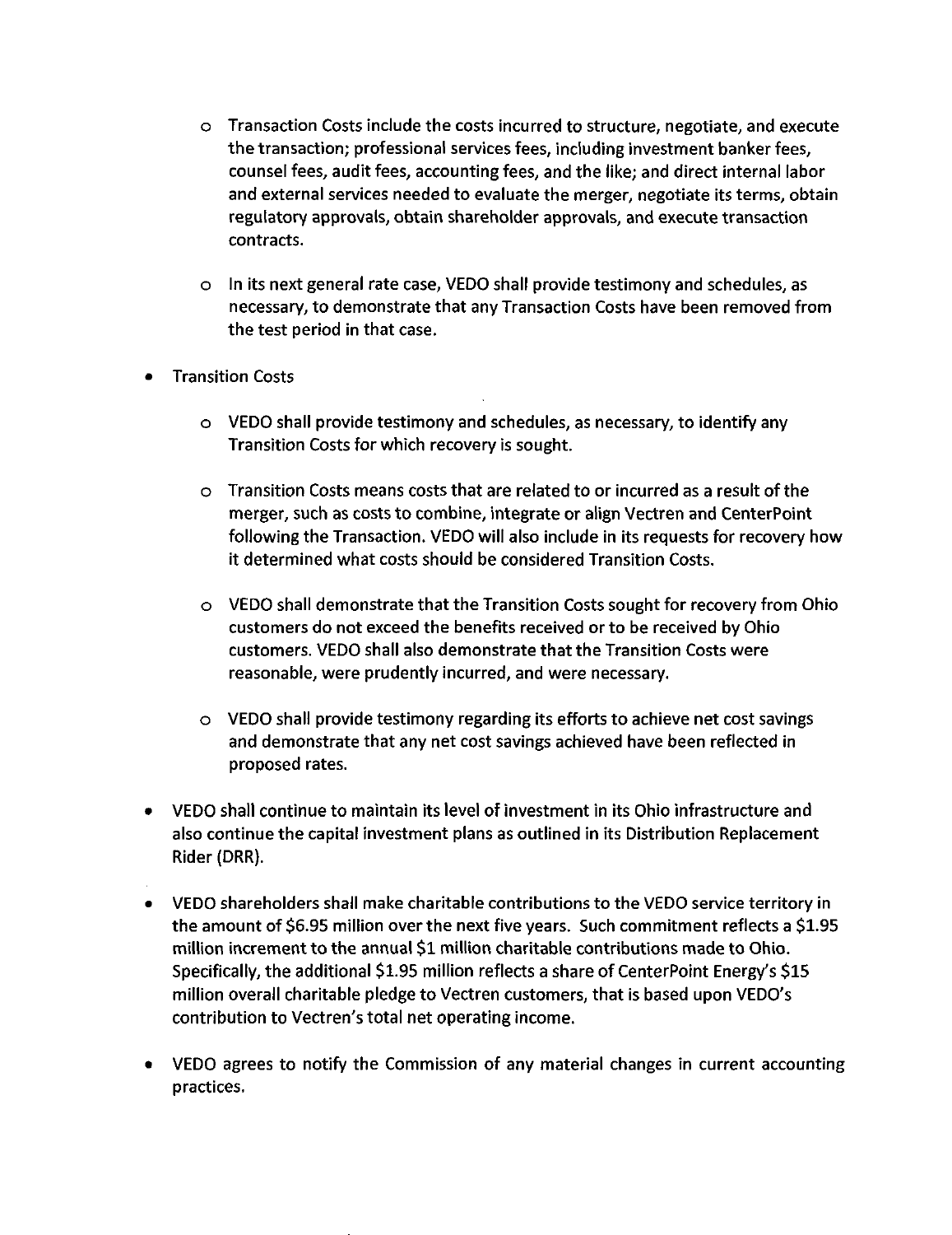- Transaction Costs include the costs incurred to structure, negotiate, and execute the transaction; professional services fees, including investment banker fees, counsel fees, audit fees, accounting fees, and the like; and direct internal labor and external services needed to evaluate the merger, negotiate its terms, obtain regulatory approvals, obtain shareholder approvals, and execute transaction contracts.

  - In its next general rate case, VEDO shall provide testimony and schedules, as necessary, to demonstrate that any Transaction Costs have been removed from the test period in that case.

- Transition Costs

  - VEDO shall provide testimony and schedules, as necessary, to identify any Transition Costs for which recovery is sought.

  - Transition Costs means costs that are related to or incurred as a result of the merger, such as costs to combine, integrate or align Vectren and CenterPoint following the Transaction. VEDO will also include in its requests for recovery how it determined what costs should be considered Transition Costs.

  - VEDO shall demonstrate that the Transition Costs sought for recovery from Ohio customers do not exceed the benefits received or to be received by Ohio customers. VEDO shall also demonstrate that the Transition Costs were reasonable, were prudently incurred, and were necessary.

  - VEDO shall provide testimony regarding its efforts to achieve net cost savings and demonstrate that any net cost savings achieved have been reflected in proposed rates.

- VEDO shall continue to maintain its level of investment in its Ohio infrastructure and also continue the capital investment plans as outlined in its Distribution Replacement Rider (DRR).

- VEDO shareholders shall make charitable contributions to the VEDO service territory in the amount of $6.95 million over the next five years. Such commitment reflects a $1.95 million increment to the annual $1 million charitable contributions made to Ohio. Specifically, the additional $1.95 million reflects a share of CenterPoint Energy's $15 million overall charitable pledge to Vectren customers, that is based upon VEDO's contribution to Vectren's total net operating income.

- VEDO agrees to notify the Commission of any material changes in current accounting practices.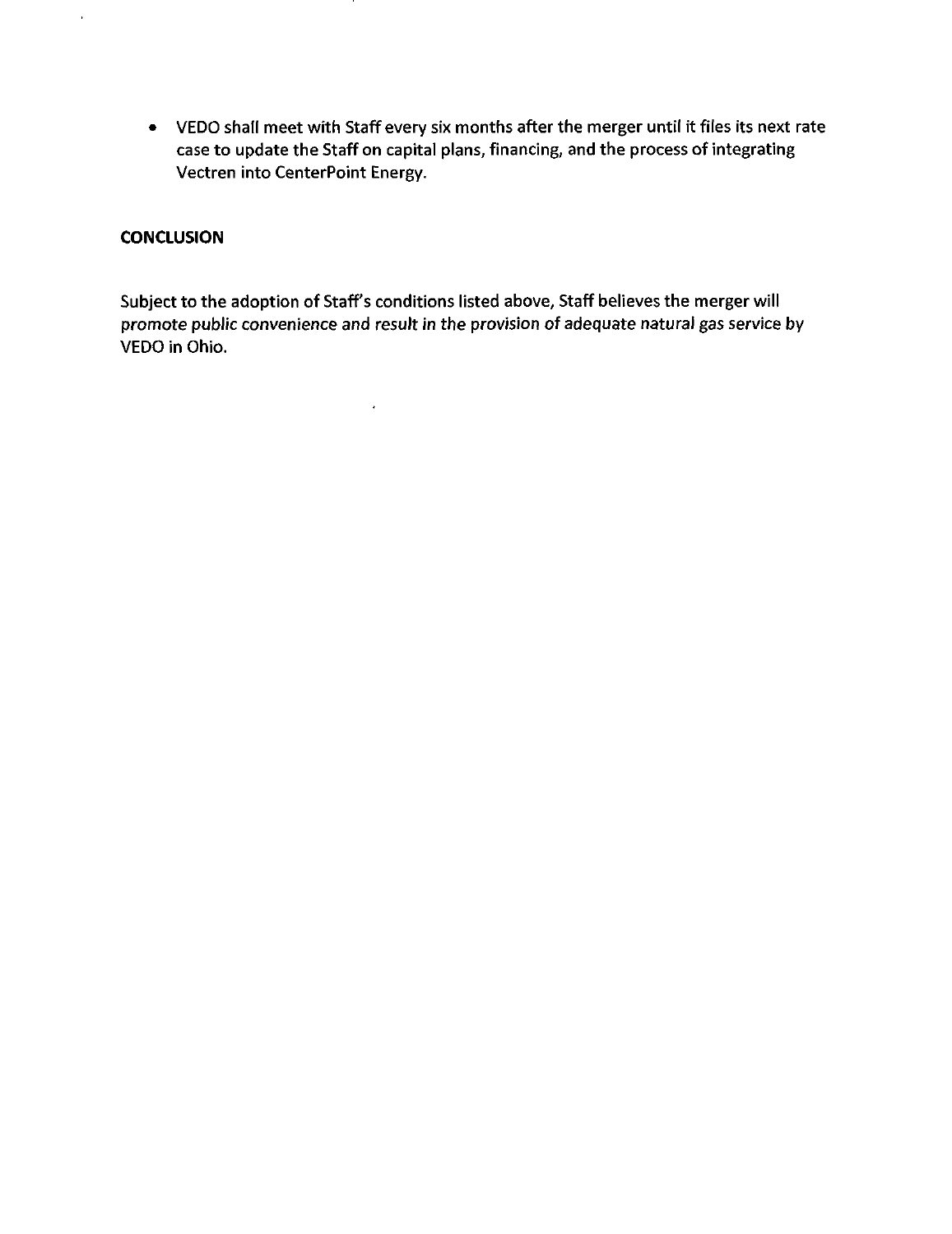- VEDO shall meet with Staff every six months after the merger until it files its next rate case to update the Staff on capital plans, financing, and the process of integrating Vectren into CenterPoint Energy.

**CONCLUSION**

Subject to the adoption of Staff's conditions listed above, Staff believes the merger will promote public convenience and result in the provision of adequate natural gas service by VEDO in Ohio.